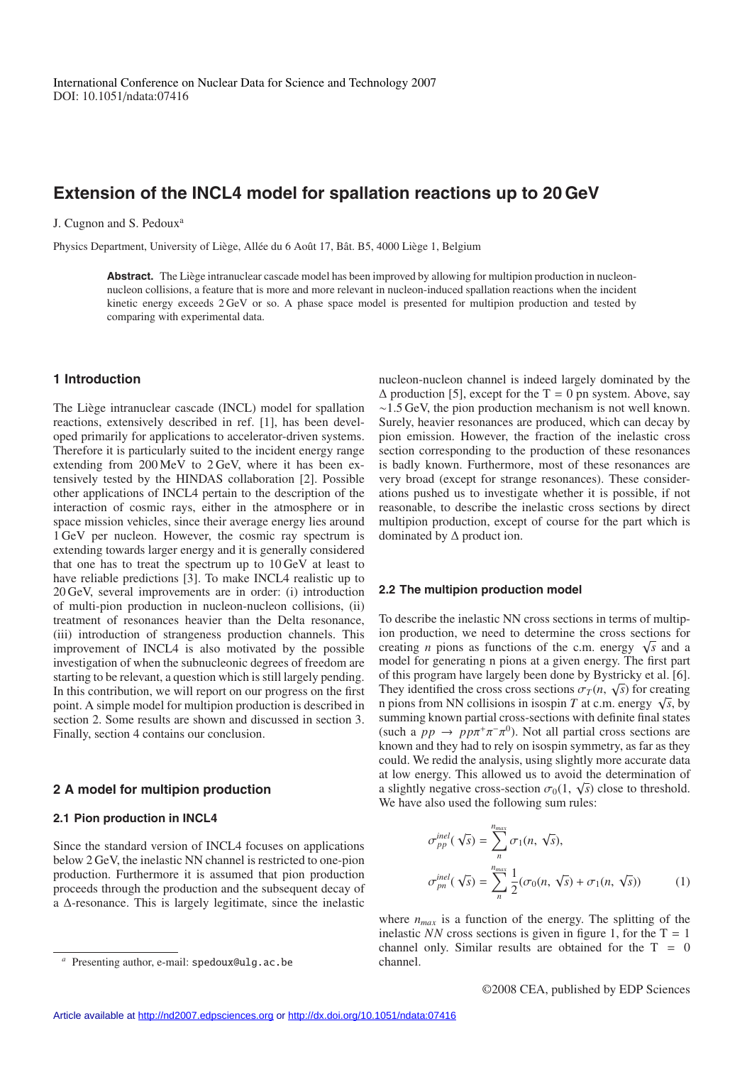International Conference on Nuclear Data for Science and Technology 2007
DOI: 10.1051/ndata:07416

# Extension of the INCL4 model for spallation reactions up to 20 GeV

J. Cugnon and S. Pedoux[a]

Physics Department, University of Liège, Allée du 6 Août 17, Bât. B5, 4000 Liège 1, Belgium

**Abstract.** The Liège intranuclear cascade model has been improved by allowing for multipion production in nucleon-nucleon collisions, a feature that is more and more relevant in nucleon-induced spallation reactions when the incident kinetic energy exceeds 2 GeV or so. A phase space model is presented for multipion production and tested by comparing with experimental data.

## 1 Introduction

The Liège intranuclear cascade (INCL) model for spallation reactions, extensively described in ref. [1], has been developed primarily for applications to accelerator-driven systems. Therefore it is particularly suited to the incident energy range extending from 200 MeV to 2 GeV, where it has been extensively tested by the HINDAS collaboration [2]. Possible other applications of INCL4 pertain to the description of the interaction of cosmic rays, either in the atmosphere or in space mission vehicles, since their average energy lies around 1 GeV per nucleon. However, the cosmic ray spectrum is extending towards larger energy and it is generally considered that one has to treat the spectrum up to 10 GeV at least to have reliable predictions [3]. To make INCL4 realistic up to 20 GeV, several improvements are in order: (i) introduction of multi-pion production in nucleon-nucleon collisions, (ii) treatment of resonances heavier than the Delta resonance, (iii) introduction of strangeness production channels. This improvement of INCL4 is also motivated by the possible investigation of when the subnucleonic degrees of freedom are starting to be relevant, a question which is still largely pending. In this contribution, we will report on our progress on the first point. A simple model for multipion production is described in section 2. Some results are shown and discussed in section 3. Finally, section 4 contains our conclusion.

## 2 A model for multipion production

### 2.1 Pion production in INCL4

Since the standard version of INCL4 focuses on applications below 2 GeV, the inelastic NN channel is restricted to one-pion production. Furthermore it is assumed that pion production proceeds through the production and the subsequent decay of a Δ-resonance. This is largely legitimate, since the inelastic nucleon-nucleon channel is indeed largely dominated by the Δ production [5], except for the T = 0 pn system. Above, say ∼1.5 GeV, the pion production mechanism is not well known. Surely, heavier resonances are produced, which can decay by pion emission. However, the fraction of the inelastic cross section corresponding to the production of these resonances is badly known. Furthermore, most of these resonances are very broad (except for strange resonances). These considerations pushed us to investigate whether it is possible, if not reasonable, to describe the inelastic cross sections by direct multipion production, except of course for the part which is dominated by Δ product ion.

### 2.2 The multipion production model

To describe the inelastic NN cross sections in terms of multipion production, we need to determine the cross sections for creating $n$ pions as functions of the c.m. energy $\sqrt{s}$ and a model for generating n pions at a given energy. The first part of this program have largely been done by Bystricky et al. [6]. They identified the cross cross sections $\sigma_T(n, \sqrt{s})$ for creating n pions from NN collisions in isospin $T$ at c.m. energy $\sqrt{s}$, by summing known partial cross-sections with definite final states (such a $pp \rightarrow pp\pi^+\pi^-\pi^0$). Not all partial cross sections are known and they had to rely on isospin symmetry, as far as they could. We redid the analysis, using slightly more accurate data at low energy. This allowed us to avoid the determination of a slightly negative cross-section $\sigma_0(1, \sqrt{s})$ close to threshold. We have also used the following sum rules:

$$\sigma^{inel}_{pp}(\sqrt{s}) = \sum_{n}^{n_{max}} \sigma_1(n, \sqrt{s}),$$

$$\sigma^{inel}_{pn}(\sqrt{s}) = \sum_{n}^{n_{max}} \frac{1}{2}(\sigma_0(n, \sqrt{s}) + \sigma_1(n, \sqrt{s})) \qquad (1)$$

where $n_{max}$ is a function of the energy. The splitting of the inelastic $NN$ cross sections is given in figure 1, for the T = 1 channel only. Similar results are obtained for the T = 0 channel.

[a] Presenting author, e-mail: spedoux@ulg.ac.be

©2008 CEA, published by EDP Sciences

Article available at http://nd2007.edpsciences.org or http://dx.doi.org/10.1051/ndata:07416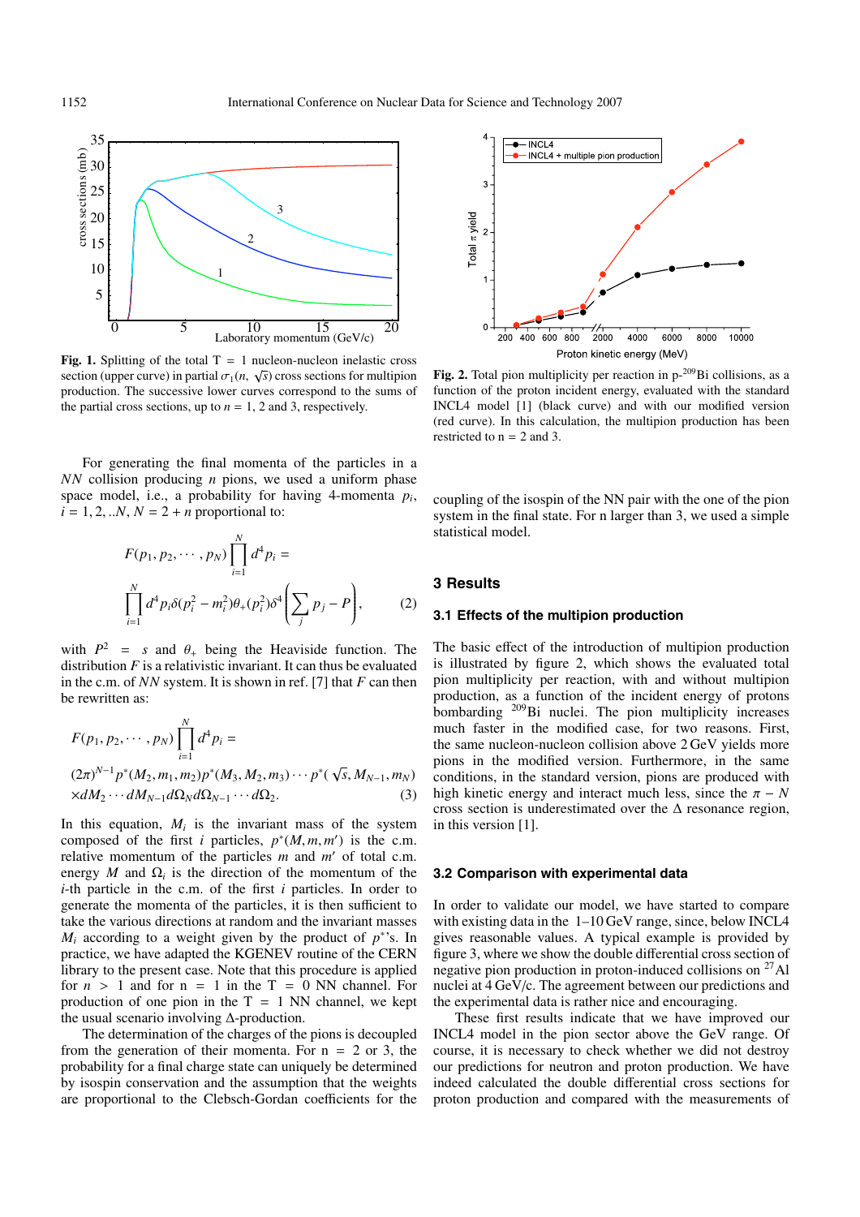**Fig. 1.** Splitting of the total T = 1 nucleon-nucleon inelastic cross section (upper curve) in partial $\sigma_1(n, \sqrt{s})$ cross sections for multipion production. The successive lower curves correspond to the sums of the partial cross sections, up to $n$ = 1, 2 and 3, respectively.

For generating the final momenta of the particles in a $NN$ collision producing $n$ pions, we used a uniform phase space model, i.e., a probability for having 4-momenta $p_i$, $i = 1, 2, ..N$, $N = 2 + n$ proportional to:

$$F(p_1, p_2, \cdots, p_N) \prod_{i=1}^{N} d^4 p_i =$$
$$\prod_{i=1}^{N} d^4 p_i \delta(p_i^2 - m_i^2) \theta_+(p_i^2) \delta^4 \left( \sum_j p_j - P \right), \quad (2)$$

with $P^2 = s$ and $\theta_+$ being the Heaviside function. The distribution $F$ is a relativistic invariant. It can thus be evaluated in the c.m. of $NN$ system. It is shown in ref. [7] that $F$ can then be rewritten as:

$$F(p_1, p_2, \cdots, p_N) \prod_{i=1}^{N} d^4 p_i =$$
$$(2\pi)^{N-1} p^*(M_2, m_1, m_2) p^*(M_3, M_2, m_3) \cdots p^*(\sqrt{s}, M_{N-1}, m_N)$$
$$\times dM_2 \cdots dM_{N-1} d\Omega_N d\Omega_{N-1} \cdots d\Omega_2. \quad (3)$$

In this equation, $M_i$ is the invariant mass of the system composed of the first $i$ particles, $p^*(M, m, m')$ is the c.m. relative momentum of the particles $m$ and $m'$ of total c.m. energy $M$ and $\Omega_i$ is the direction of the momentum of the $i$-th particle in the c.m. of the first $i$ particles. In order to generate the momenta of the particles, it is then sufficient to take the various directions at random and the invariant masses $M_i$ according to a weight given by the product of $p^*$'s. In practice, we have adapted the KGENEV routine of the CERN library to the present case. Note that this procedure is applied for $n > 1$ and for n = 1 in the T = 0 NN channel. For production of one pion in the T = 1 NN channel, we kept the usual scenario involving Δ-production.

The determination of the charges of the pions is decoupled from the generation of their momenta. For n = 2 or 3, the probability for a final charge state can uniquely be determined by isospin conservation and the assumption that the weights are proportional to the Clebsch-Gordan coefficients for the coupling of the isospin of the NN pair with the one of the pion system in the final state. For n larger than 3, we used a simple statistical model.

**Fig. 2.** Total pion multiplicity per reaction in p-$^{209}$Bi collisions, as a function of the proton incident energy, evaluated with the standard INCL4 model [1] (black curve) and with our modified version (red curve). In this calculation, the multipion production has been restricted to n = 2 and 3.

## 3 Results

### 3.1 Effects of the multipion production

The basic effect of the introduction of multipion production is illustrated by figure 2, which shows the evaluated total pion multiplicity per reaction, with and without multipion production, as a function of the incident energy of protons bombarding $^{209}$Bi nuclei. The pion multiplicity increases much faster in the modified case, for two reasons. First, the same nucleon-nucleon collision above 2 GeV yields more pions in the modified version. Furthermore, in the same conditions, in the standard version, pions are produced with high kinetic energy and interact much less, since the $\pi - N$ cross section is underestimated over the Δ resonance region, in this version [1].

### 3.2 Comparison with experimental data

In order to validate our model, we have started to compare with existing data in the 1–10 GeV range, since, below INCL4 gives reasonable values. A typical example is provided by figure 3, where we show the double differential cross section of negative pion production in proton-induced collisions on $^{27}$Al nuclei at 4 GeV/c. The agreement between our predictions and the experimental data is rather nice and encouraging.

These first results indicate that we have improved our INCL4 model in the pion sector above the GeV range. Of course, it is necessary to check whether we did not destroy our predictions for neutron and proton production. We have indeed calculated the double differential cross sections for proton production and compared with the measurements of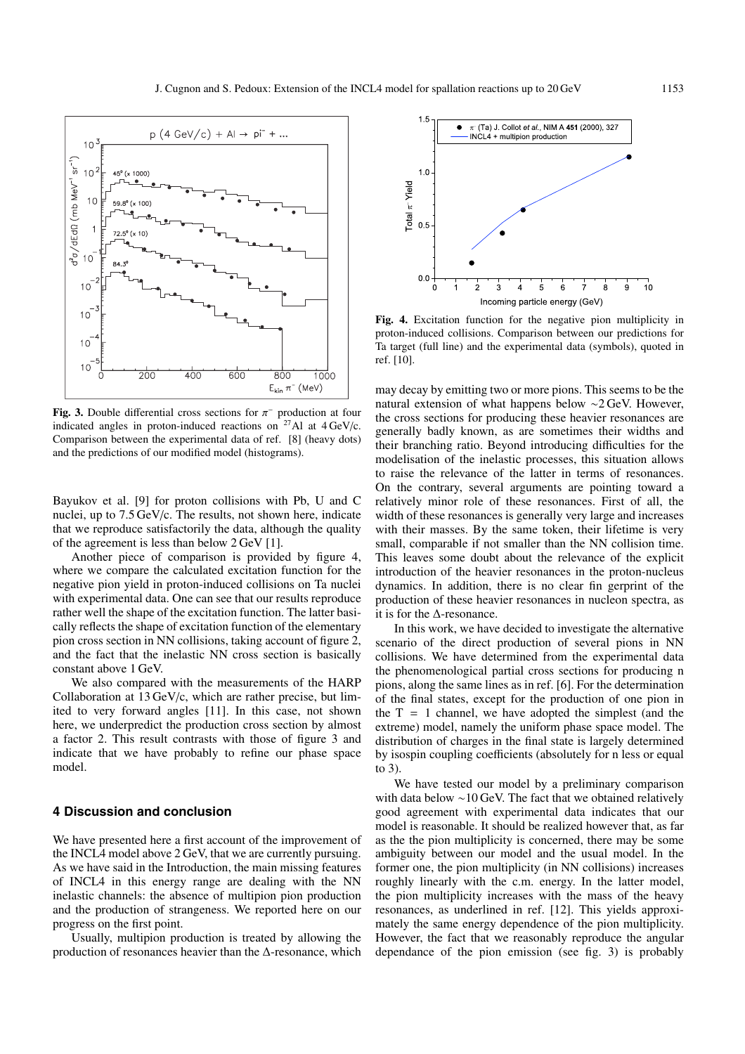**Fig. 3.** Double differential cross sections for $\pi^-$ production at four indicated angles in proton-induced reactions on $^{27}$Al at 4 GeV/c. Comparison between the experimental data of ref. [8] (heavy dots) and the predictions of our modified model (histograms).

Bayukov et al. [9] for proton collisions with Pb, U and C nuclei, up to 7.5 GeV/c. The results, not shown here, indicate that we reproduce satisfactorily the data, although the quality of the agreement is less than below 2 GeV [1].

Another piece of comparison is provided by figure 4, where we compare the calculated excitation function for the negative pion yield in proton-induced collisions on Ta nuclei with experimental data. One can see that our results reproduce rather well the shape of the excitation function. The latter basically reflects the shape of excitation function of the elementary pion cross section in NN collisions, taking account of figure 2, and the fact that the inelastic NN cross section is basically constant above 1 GeV.

We also compared with the measurements of the HARP Collaboration at 13 GeV/c, which are rather precise, but limited to very forward angles [11]. In this case, not shown here, we underpredict the production cross section by almost a factor 2. This result contrasts with those of figure 3 and indicate that we have probably to refine our phase space model.

## 4 Discussion and conclusion

We have presented here a first account of the improvement of the INCL4 model above 2 GeV, that we are currently pursuing. As we have said in the Introduction, the main missing features of INCL4 in this energy range are dealing with the NN inelastic channels: the absence of multipion pion production and the production of strangeness. We reported here on our progress on the first point.

Usually, multipion production is treated by allowing the production of resonances heavier than the Δ-resonance, which

**Fig. 4.** Excitation function for the negative pion multiplicity in proton-induced collisions. Comparison between our predictions for Ta target (full line) and the experimental data (symbols), quoted in ref. [10].

may decay by emitting two or more pions. This seems to be the natural extension of what happens below ∼2 GeV. However, the cross sections for producing these heavier resonances are generally badly known, as are sometimes their widths and their branching ratio. Beyond introducing difficulties for the modelisation of the inelastic processes, this situation allows to raise the relevance of the latter in terms of resonances. On the contrary, several arguments are pointing toward a relatively minor role of these resonances. First of all, the width of these resonances is generally very large and increases with their masses. By the same token, their lifetime is very small, comparable if not smaller than the NN collision time. This leaves some doubt about the relevance of the explicit introduction of the heavier resonances in the proton-nucleus dynamics. In addition, there is no clear fin gerprint of the production of these heavier resonances in nucleon spectra, as it is for the Δ-resonance.

In this work, we have decided to investigate the alternative scenario of the direct production of several pions in NN collisions. We have determined from the experimental data the phenomenological partial cross sections for producing n pions, along the same lines as in ref. [6]. For the determination of the final states, except for the production of one pion in the T = 1 channel, we have adopted the simplest (and the extreme) model, namely the uniform phase space model. The distribution of charges in the final state is largely determined by isospin coupling coefficients (absolutely for n less or equal to 3).

We have tested our model by a preliminary comparison with data below ∼10 GeV. The fact that we obtained relatively good agreement with experimental data indicates that our model is reasonable. It should be realized however that, as far as the the pion multiplicity is concerned, there may be some ambiguity between our model and the usual model. In the former one, the pion multiplicity (in NN collisions) increases roughly linearly with the c.m. energy. In the latter model, the pion multiplicity increases with the mass of the heavy resonances, as underlined in ref. [12]. This yields approximately the same energy dependence of the pion multiplicity. However, the fact that we reasonably reproduce the angular dependance of the pion emission (see fig. 3) is probably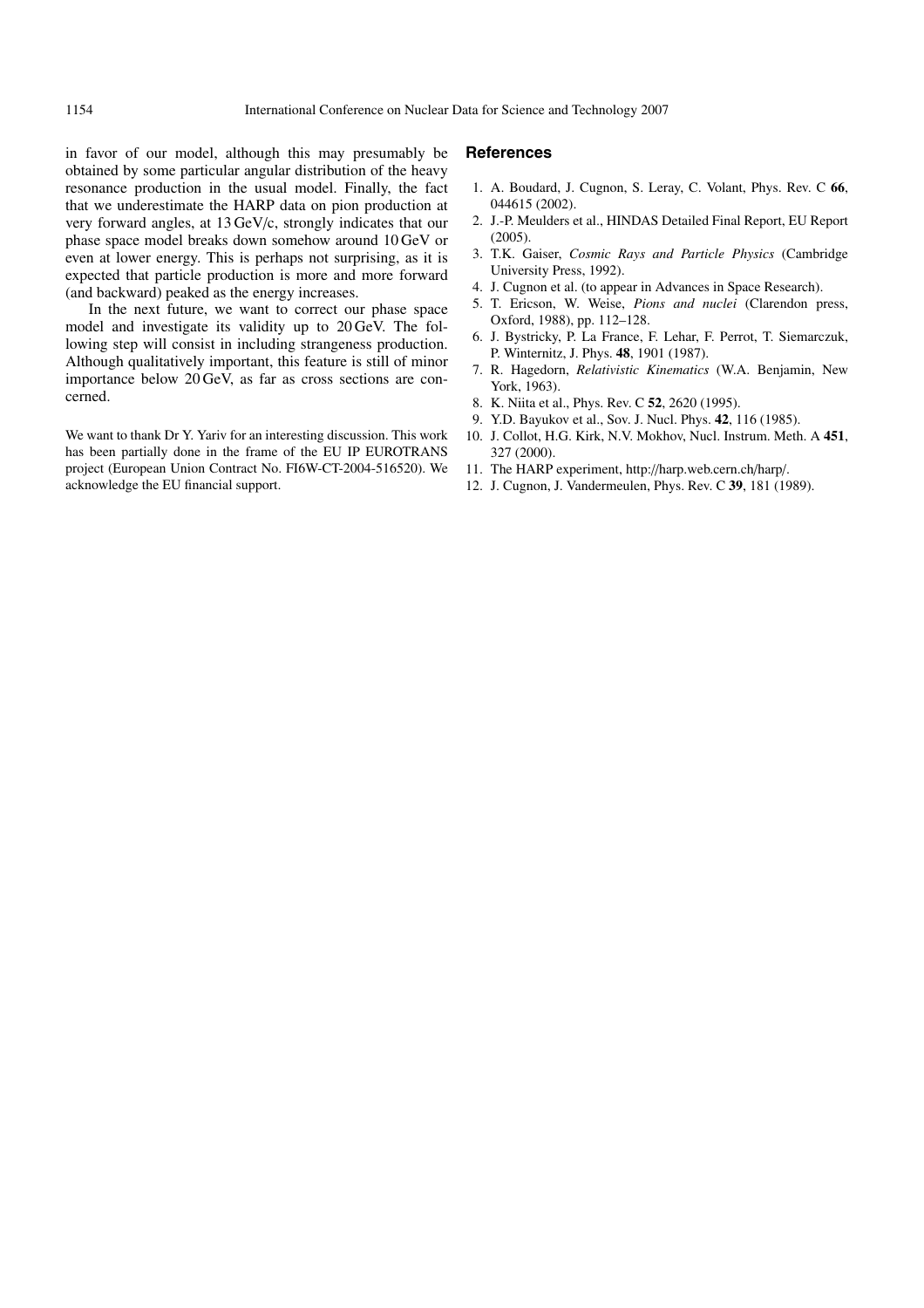in favor of our model, although this may presumably be obtained by some particular angular distribution of the heavy resonance production in the usual model. Finally, the fact that we underestimate the HARP data on pion production at very forward angles, at 13 GeV/c, strongly indicates that our phase space model breaks down somehow around 10 GeV or even at lower energy. This is perhaps not surprising, as it is expected that particle production is more and more forward (and backward) peaked as the energy increases.

In the next future, we want to correct our phase space model and investigate its validity up to 20 GeV. The following step will consist in including strangeness production. Although qualitatively important, this feature is still of minor importance below 20 GeV, as far as cross sections are concerned.

We want to thank Dr Y. Yariv for an interesting discussion. This work has been partially done in the frame of the EU IP EUROTRANS project (European Union Contract No. FI6W-CT-2004-516520). We acknowledge the EU financial support.

## References

1. A. Boudard, J. Cugnon, S. Leray, C. Volant, Phys. Rev. C **66**, 044615 (2002).
2. J.-P. Meulders et al., HINDAS Detailed Final Report, EU Report (2005).
3. T.K. Gaiser, *Cosmic Rays and Particle Physics* (Cambridge University Press, 1992).
4. J. Cugnon et al. (to appear in Advances in Space Research).
5. T. Ericson, W. Weise, *Pions and nuclei* (Clarendon press, Oxford, 1988), pp. 112–128.
6. J. Bystricky, P. La France, F. Lehar, F. Perrot, T. Siemarczuk, P. Winternitz, J. Phys. **48**, 1901 (1987).
7. R. Hagedorn, *Relativistic Kinematics* (W.A. Benjamin, New York, 1963).
8. K. Niita et al., Phys. Rev. C **52**, 2620 (1995).
9. Y.D. Bayukov et al., Sov. J. Nucl. Phys. **42**, 116 (1985).
10. J. Collot, H.G. Kirk, N.V. Mokhov, Nucl. Instrum. Meth. A **451**, 327 (2000).
11. The HARP experiment, http://harp.web.cern.ch/harp/.
12. J. Cugnon, J. Vandermeulen, Phys. Rev. C **39**, 181 (1989).